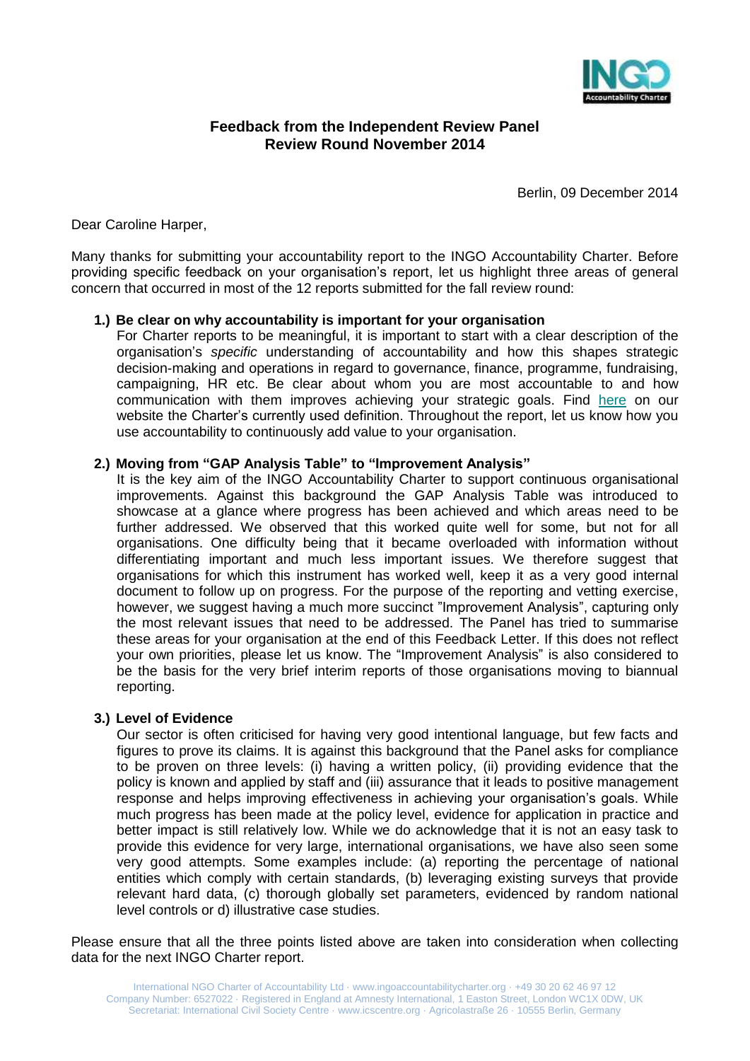## Feedback from the Independent Review Panel
## Review Round November 2014

Berlin, 09 December 2014

Dear Caroline Harper,

Many thanks for submitting your accountability report to the INGO Accountability Charter. Before providing specific feedback on your organisation's report, let us highlight three areas of general concern that occurred in most of the 12 reports submitted for the fall review round:

1.) **Be clear on why accountability is important for your organisation**
For Charter reports to be meaningful, it is important to start with a clear description of the organisation's *specific* understanding of accountability and how this shapes strategic decision-making and operations in regard to governance, finance, programme, fundraising, campaigning, HR etc. Be clear about whom you are most accountable to and how communication with them improves achieving your strategic goals. Find here on our website the Charter's currently used definition. Throughout the report, let us know how you use accountability to continuously add value to your organisation.

2.) **Moving from "GAP Analysis Table" to "Improvement Analysis"**
It is the key aim of the INGO Accountability Charter to support continuous organisational improvements. Against this background the GAP Analysis Table was introduced to showcase at a glance where progress has been achieved and which areas need to be further addressed. We observed that this worked quite well for some, but not for all organisations. One difficulty being that it became overloaded with information without differentiating important and much less important issues. We therefore suggest that organisations for which this instrument has worked well, keep it as a very good internal document to follow up on progress. For the purpose of the reporting and vetting exercise, however, we suggest having a much more succinct "Improvement Analysis", capturing only the most relevant issues that need to be addressed. The Panel has tried to summarise these areas for your organisation at the end of this Feedback Letter. If this does not reflect your own priorities, please let us know. The "Improvement Analysis" is also considered to be the basis for the very brief interim reports of those organisations moving to biannual reporting.

3.) **Level of Evidence**
Our sector is often criticised for having very good intentional language, but few facts and figures to prove its claims. It is against this background that the Panel asks for compliance to be proven on three levels: (i) having a written policy, (ii) providing evidence that the policy is known and applied by staff and (iii) assurance that it leads to positive management response and helps improving effectiveness in achieving your organisation's goals. While much progress has been made at the policy level, evidence for application in practice and better impact is still relatively low. While we do acknowledge that it is not an easy task to provide this evidence for very large, international organisations, we have also seen some very good attempts. Some examples include: (a) reporting the percentage of national entities which comply with certain standards, (b) leveraging existing surveys that provide relevant hard data, (c) thorough globally set parameters, evidenced by random national level controls or d) illustrative case studies.

Please ensure that all the three points listed above are taken into consideration when collecting data for the next INGO Charter report.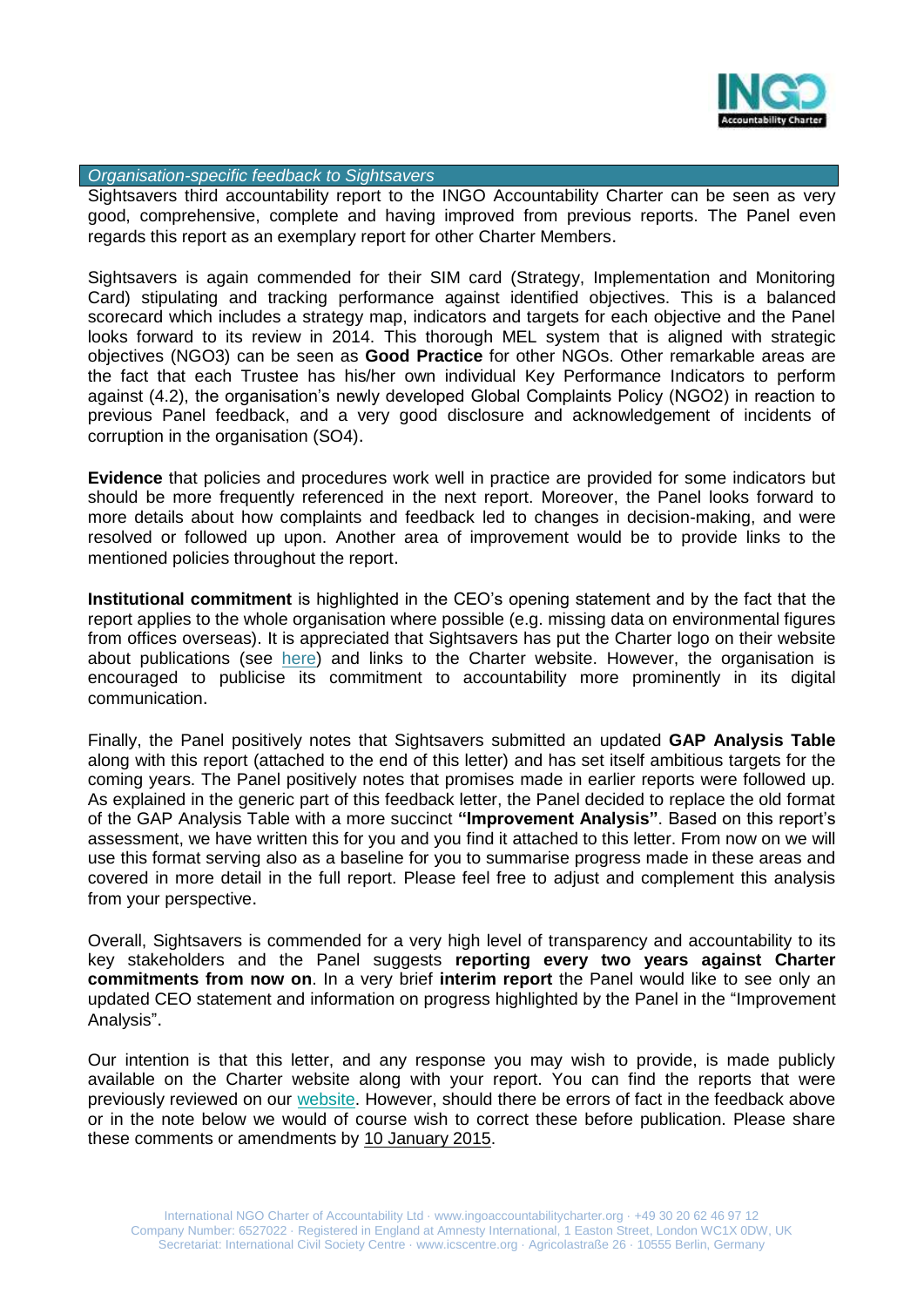*Organisation-specific feedback to Sightsavers*

Sightsavers third accountability report to the INGO Accountability Charter can be seen as very good, comprehensive, complete and having improved from previous reports. The Panel even regards this report as an exemplary report for other Charter Members.

Sightsavers is again commended for their SIM card (Strategy, Implementation and Monitoring Card) stipulating and tracking performance against identified objectives. This is a balanced scorecard which includes a strategy map, indicators and targets for each objective and the Panel looks forward to its review in 2014. This thorough MEL system that is aligned with strategic objectives (NGO3) can be seen as **Good Practice** for other NGOs. Other remarkable areas are the fact that each Trustee has his/her own individual Key Performance Indicators to perform against (4.2), the organisation's newly developed Global Complaints Policy (NGO2) in reaction to previous Panel feedback, and a very good disclosure and acknowledgement of incidents of corruption in the organisation (SO4).

**Evidence** that policies and procedures work well in practice are provided for some indicators but should be more frequently referenced in the next report. Moreover, the Panel looks forward to more details about how complaints and feedback led to changes in decision-making, and were resolved or followed up upon. Another area of improvement would be to provide links to the mentioned policies throughout the report.

**Institutional commitment** is highlighted in the CEO's opening statement and by the fact that the report applies to the whole organisation where possible (e.g. missing data on environmental figures from offices overseas). It is appreciated that Sightsavers has put the Charter logo on their website about publications (see here) and links to the Charter website. However, the organisation is encouraged to publicise its commitment to accountability more prominently in its digital communication.

Finally, the Panel positively notes that Sightsavers submitted an updated **GAP Analysis Table** along with this report (attached to the end of this letter) and has set itself ambitious targets for the coming years. The Panel positively notes that promises made in earlier reports were followed up. As explained in the generic part of this feedback letter, the Panel decided to replace the old format of the GAP Analysis Table with a more succinct **"Improvement Analysis"**. Based on this report's assessment, we have written this for you and you find it attached to this letter. From now on we will use this format serving also as a baseline for you to summarise progress made in these areas and covered in more detail in the full report. Please feel free to adjust and complement this analysis from your perspective.

Overall, Sightsavers is commended for a very high level of transparency and accountability to its key stakeholders and the Panel suggests **reporting every two years against Charter commitments from now on**. In a very brief **interim report** the Panel would like to see only an updated CEO statement and information on progress highlighted by the Panel in the "Improvement Analysis".

Our intention is that this letter, and any response you may wish to provide, is made publicly available on the Charter website along with your report. You can find the reports that were previously reviewed on our website. However, should there be errors of fact in the feedback above or in the note below we would of course wish to correct these before publication. Please share these comments or amendments by 10 January 2015.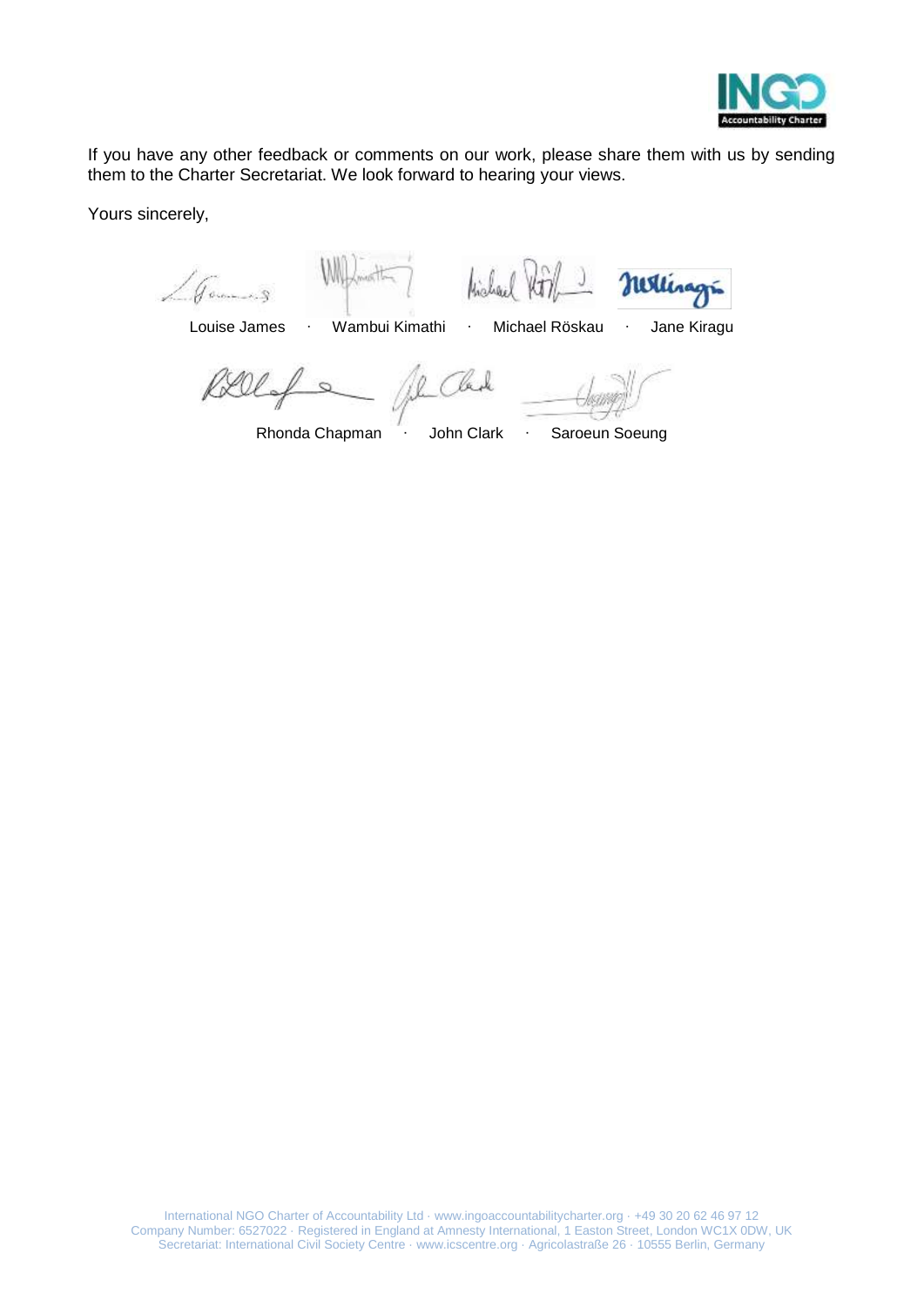If you have any other feedback or comments on our work, please share them with us by sending them to the Charter Secretariat. We look forward to hearing your views.

Yours sincerely,

Louise James · Wambui Kimathi · Michael Röskau · Jane Kiragu

Rhonda Chapman · John Clark · Saroeun Soeung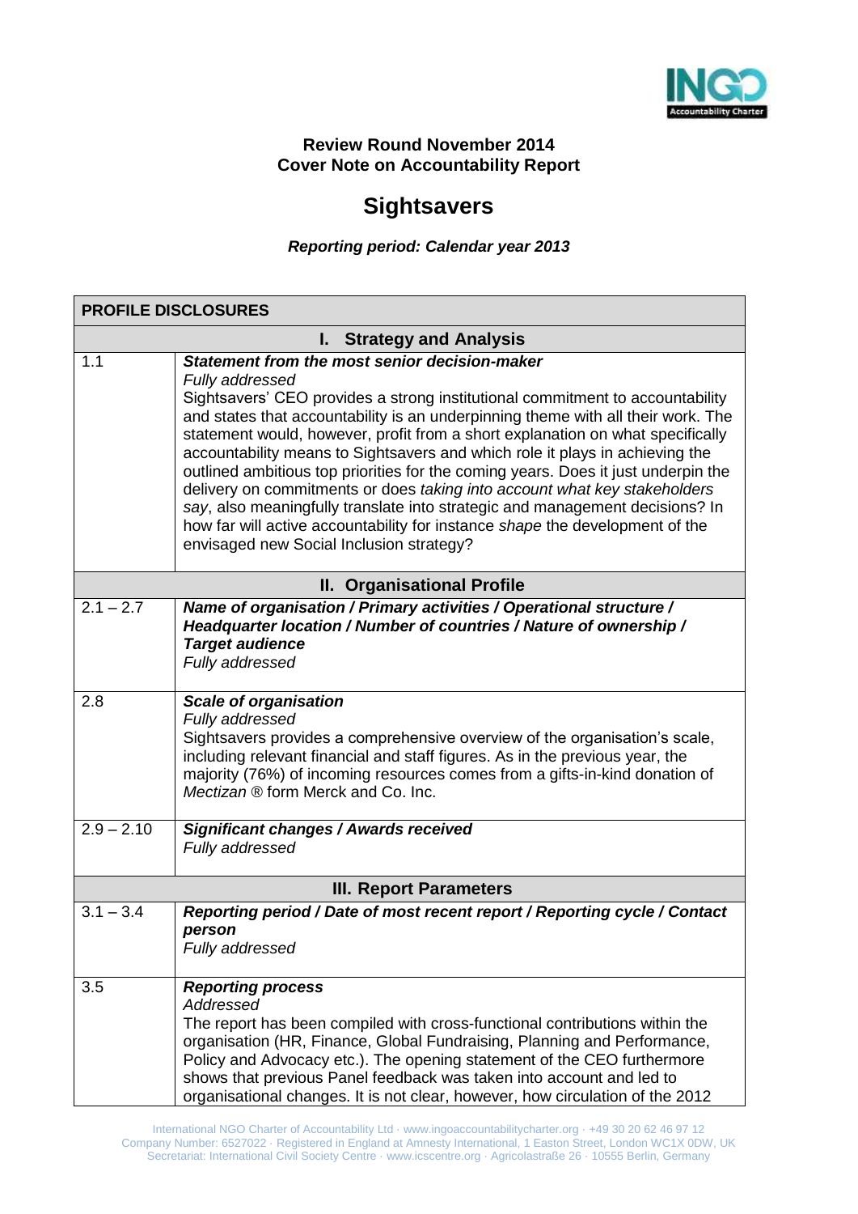**Review Round November 2014**
**Cover Note on Accountability Report**

# Sightsavers

***Reporting period: Calendar year 2013***

| **PROFILE DISCLOSURES** | |
|---|---|
| | **I. Strategy and Analysis** |
| 1.1 | ***Statement from the most senior decision-maker*** <br> *Fully addressed* <br> Sightsavers' CEO provides a strong institutional commitment to accountability and states that accountability is an underpinning theme with all their work. The statement would, however, profit from a short explanation on what specifically accountability means to Sightsavers and which role it plays in achieving the outlined ambitious top priorities for the coming years. Does it just underpin the delivery on commitments or does *taking into account what key stakeholders say*, also meaningfully translate into strategic and management decisions? In how far will active accountability for instance *shape* the development of the envisaged new Social Inclusion strategy? |
| | **II. Organisational Profile** |
| 2.1 – 2.7 | ***Name of organisation / Primary activities / Operational structure / Headquarter location / Number of countries / Nature of ownership / Target audience*** <br> *Fully addressed* |
| 2.8 | ***Scale of organisation*** <br> *Fully addressed* <br> Sightsavers provides a comprehensive overview of the organisation's scale, including relevant financial and staff figures. As in the previous year, the majority (76%) of incoming resources comes from a gifts-in-kind donation of *Mectizan* ® form Merck and Co. Inc. |
| 2.9 – 2.10 | ***Significant changes / Awards received*** <br> *Fully addressed* |
| | **III. Report Parameters** |
| 3.1 – 3.4 | ***Reporting period / Date of most recent report / Reporting cycle / Contact person*** <br> *Fully addressed* |
| 3.5 | ***Reporting process*** <br> *Addressed* <br> The report has been compiled with cross-functional contributions within the organisation (HR, Finance, Global Fundraising, Planning and Performance, Policy and Advocacy etc.). The opening statement of the CEO furthermore shows that previous Panel feedback was taken into account and led to organisational changes. It is not clear, however, how circulation of the 2012 |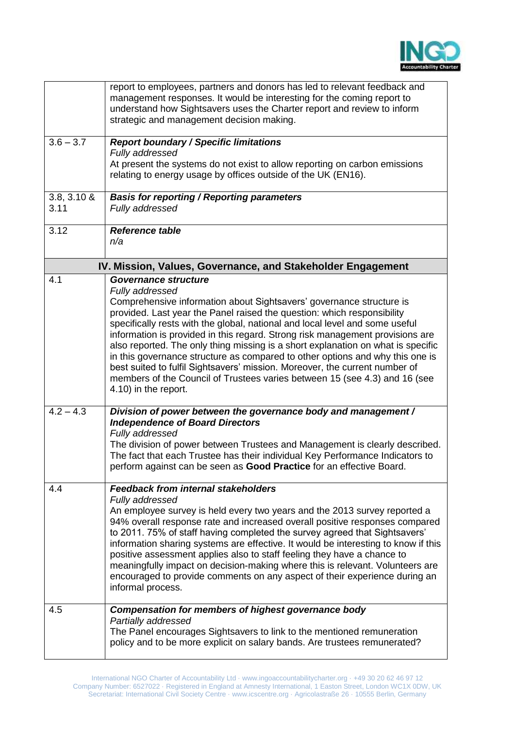|  |  |
|---|---|
|  | report to employees, partners and donors has led to relevant feedback and management responses. It would be interesting for the coming report to understand how Sightsavers uses the Charter report and review to inform strategic and management decision making. |
| 3.6 – 3.7 | ***Report boundary / Specific limitations***<br>*Fully addressed*<br>At present the systems do not exist to allow reporting on carbon emissions relating to energy usage by offices outside of the UK (EN16). |
| 3.8, 3.10 & 3.11 | ***Basis for reporting / Reporting parameters***<br>*Fully addressed* |
| 3.12 | ***Reference table***<br>*n/a* |
| **IV. Mission, Values, Governance, and Stakeholder Engagement** |  |
| 4.1 | ***Governance structure***<br>*Fully addressed*<br>Comprehensive information about Sightsavers' governance structure is provided. Last year the Panel raised the question: which responsibility specifically rests with the global, national and local level and some useful information is provided in this regard. Strong risk management provisions are also reported. The only thing missing is a short explanation on what is specific in this governance structure as compared to other options and why this one is best suited to fulfil Sightsavers' mission. Moreover, the current number of members of the Council of Trustees varies between 15 (see 4.3) and 16 (see 4.10) in the report. |
| 4.2 – 4.3 | ***Division of power between the governance body and management / Independence of Board Directors***<br>*Fully addressed*<br>The division of power between Trustees and Management is clearly described. The fact that each Trustee has their individual Key Performance Indicators to perform against can be seen as **Good Practice** for an effective Board. |
| 4.4 | ***Feedback from internal stakeholders***<br>*Fully addressed*<br>An employee survey is held every two years and the 2013 survey reported a 94% overall response rate and increased overall positive responses compared to 2011. 75% of staff having completed the survey agreed that Sightsavers' information sharing systems are effective. It would be interesting to know if this positive assessment applies also to staff feeling they have a chance to meaningfully impact on decision-making where this is relevant. Volunteers are encouraged to provide comments on any aspect of their experience during an informal process. |
| 4.5 | ***Compensation for members of highest governance body***<br>*Partially addressed*<br>The Panel encourages Sightsavers to link to the mentioned remuneration policy and to be more explicit on salary bands. Are trustees remunerated? |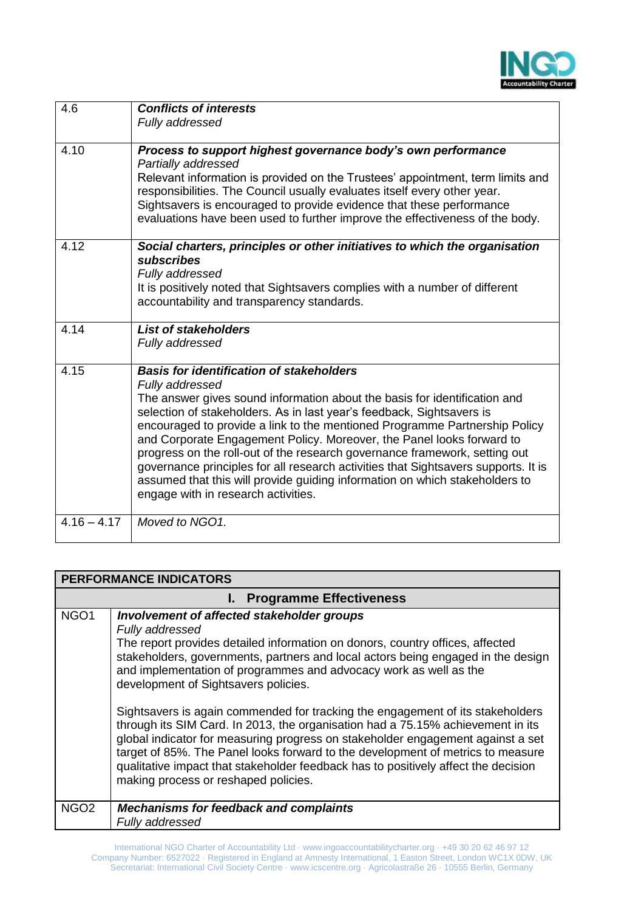| | |
|---|---|
| 4.6 | ***Conflicts of interests***<br>*Fully addressed* |
| 4.10 | ***Process to support highest governance body's own performance***<br>*Partially addressed*<br>Relevant information is provided on the Trustees' appointment, term limits and responsibilities. The Council usually evaluates itself every other year. Sightsavers is encouraged to provide evidence that these performance evaluations have been used to further improve the effectiveness of the body. |
| 4.12 | ***Social charters, principles or other initiatives to which the organisation subscribes***<br>*Fully addressed*<br>It is positively noted that Sightsavers complies with a number of different accountability and transparency standards. |
| 4.14 | ***List of stakeholders***<br>*Fully addressed* |
| 4.15 | ***Basis for identification of stakeholders***<br>*Fully addressed*<br>The answer gives sound information about the basis for identification and selection of stakeholders. As in last year's feedback, Sightsavers is encouraged to provide a link to the mentioned Programme Partnership Policy and Corporate Engagement Policy. Moreover, the Panel looks forward to progress on the roll-out of the research governance framework, setting out governance principles for all research activities that Sightsavers supports. It is assumed that this will provide guiding information on which stakeholders to engage with in research activities. |
| 4.16 – 4.17 | *Moved to NGO1.* |

| **PERFORMANCE INDICATORS** | |
|---|---|
| **I. Programme Effectiveness** | |
| NGO1 | ***Involvement of affected stakeholder groups***<br>*Fully addressed*<br>The report provides detailed information on donors, country offices, affected stakeholders, governments, partners and local actors being engaged in the design and implementation of programmes and advocacy work as well as the development of Sightsavers policies.<br><br>Sightsavers is again commended for tracking the engagement of its stakeholders through its SIM Card. In 2013, the organisation had a 75.15% achievement in its global indicator for measuring progress on stakeholder engagement against a set target of 85%. The Panel looks forward to the development of metrics to measure qualitative impact that stakeholder feedback has to positively affect the decision making process or reshaped policies. |
| NGO2 | ***Mechanisms for feedback and complaints***<br>*Fully addressed* |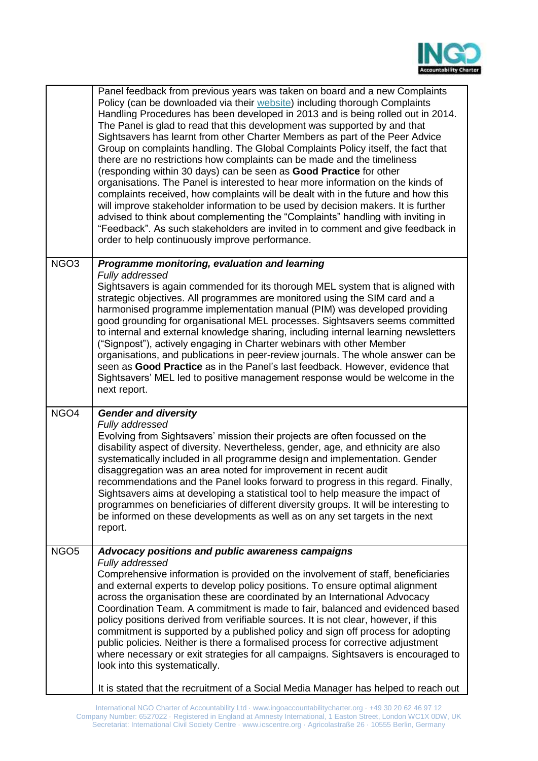| | |
|---|---|
| | Panel feedback from previous years was taken on board and a new Complaints Policy (can be downloaded via their [website](website)) including thorough Complaints Handling Procedures has been developed in 2013 and is being rolled out in 2014. The Panel is glad to read that this development was supported by and that Sightsavers has learnt from other Charter Members as part of the Peer Advice Group on complaints handling. The Global Complaints Policy itself, the fact that there are no restrictions how complaints can be made and the timeliness (responding within 30 days) can be seen as **Good Practice** for other organisations. The Panel is interested to hear more information on the kinds of complaints received, how complaints will be dealt with in the future and how this will improve stakeholder information to be used by decision makers. It is further advised to think about complementing the "Complaints" handling with inviting in "Feedback". As such stakeholders are invited in to comment and give feedback in order to help continuously improve performance. |
| NGO3 | ***Programme monitoring, evaluation and learning***<br>*Fully addressed*<br>Sightsavers is again commended for its thorough MEL system that is aligned with strategic objectives. All programmes are monitored using the SIM card and a harmonised programme implementation manual (PIM) was developed providing good grounding for organisational MEL processes. Sightsavers seems committed to internal and external knowledge sharing, including internal learning newsletters ("Signpost"), actively engaging in Charter webinars with other Member organisations, and publications in peer-review journals. The whole answer can be seen as **Good Practice** as in the Panel's last feedback. However, evidence that Sightsavers' MEL led to positive management response would be welcome in the next report. |
| NGO4 | ***Gender and diversity***<br>*Fully addressed*<br>Evolving from Sightsavers' mission their projects are often focussed on the disability aspect of diversity. Nevertheless, gender, age, and ethnicity are also systematically included in all programme design and implementation. Gender disaggregation was an area noted for improvement in recent audit recommendations and the Panel looks forward to progress in this regard. Finally, Sightsavers aims at developing a statistical tool to help measure the impact of programmes on beneficiaries of different diversity groups. It will be interesting to be informed on these developments as well as on any set targets in the next report. |
| NGO5 | ***Advocacy positions and public awareness campaigns***<br>*Fully addressed*<br>Comprehensive information is provided on the involvement of staff, beneficiaries and external experts to develop policy positions. To ensure optimal alignment across the organisation these are coordinated by an International Advocacy Coordination Team. A commitment is made to fair, balanced and evidenced based policy positions derived from verifiable sources. It is not clear, however, if this commitment is supported by a published policy and sign off process for adopting public policies. Neither is there a formalised process for corrective adjustment where necessary or exit strategies for all campaigns. Sightsavers is encouraged to look into this systematically.<br><br>It is stated that the recruitment of a Social Media Manager has helped to reach out |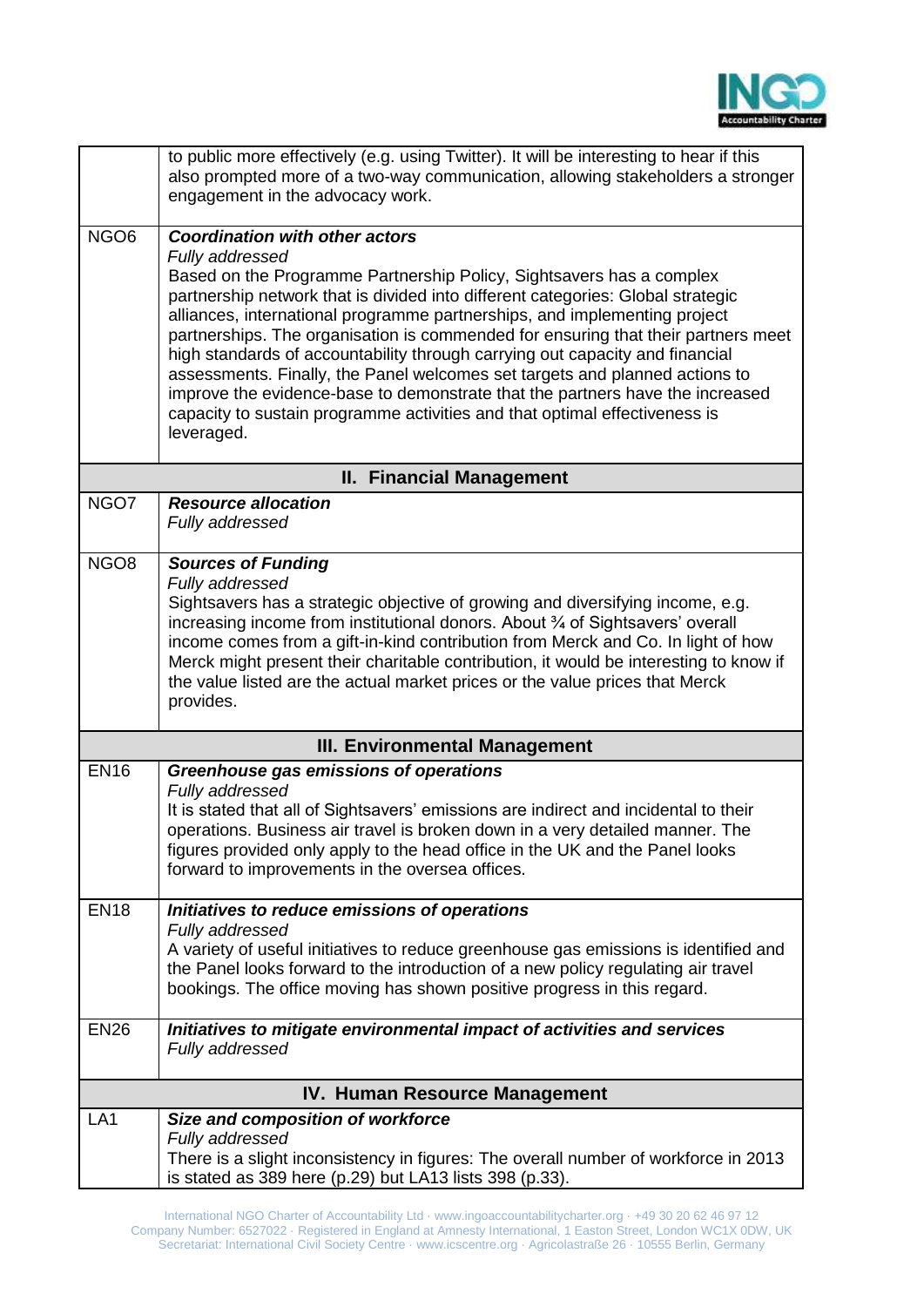| | |
|---|---|
| | to public more effectively (e.g. using Twitter). It will be interesting to hear if this also prompted more of a two-way communication, allowing stakeholders a stronger engagement in the advocacy work. |
| NGO6 | ***Coordination with other actors*** <br> *Fully addressed* <br> Based on the Programme Partnership Policy, Sightsavers has a complex partnership network that is divided into different categories: Global strategic alliances, international programme partnerships, and implementing project partnerships. The organisation is commended for ensuring that their partners meet high standards of accountability through carrying out capacity and financial assessments. Finally, the Panel welcomes set targets and planned actions to improve the evidence-base to demonstrate that the partners have the increased capacity to sustain programme activities and that optimal effectiveness is leveraged. |
| | **II. Financial Management** |
| NGO7 | ***Resource allocation*** <br> *Fully addressed* |
| NGO8 | ***Sources of Funding*** <br> *Fully addressed* <br> Sightsavers has a strategic objective of growing and diversifying income, e.g. increasing income from institutional donors. About ¾ of Sightsavers' overall income comes from a gift-in-kind contribution from Merck and Co. In light of how Merck might present their charitable contribution, it would be interesting to know if the value listed are the actual market prices or the value prices that Merck provides. |
| | **III. Environmental Management** |
| EN16 | ***Greenhouse gas emissions of operations*** <br> *Fully addressed* <br> It is stated that all of Sightsavers' emissions are indirect and incidental to their operations. Business air travel is broken down in a very detailed manner. The figures provided only apply to the head office in the UK and the Panel looks forward to improvements in the oversea offices. |
| EN18 | ***Initiatives to reduce emissions of operations*** <br> *Fully addressed* <br> A variety of useful initiatives to reduce greenhouse gas emissions is identified and the Panel looks forward to the introduction of a new policy regulating air travel bookings. The office moving has shown positive progress in this regard. |
| EN26 | ***Initiatives to mitigate environmental impact of activities and services*** <br> *Fully addressed* |
| | **IV. Human Resource Management** |
| LA1 | ***Size and composition of workforce*** <br> *Fully addressed* <br> There is a slight inconsistency in figures: The overall number of workforce in 2013 is stated as 389 here (p.29) but LA13 lists 398 (p.33). |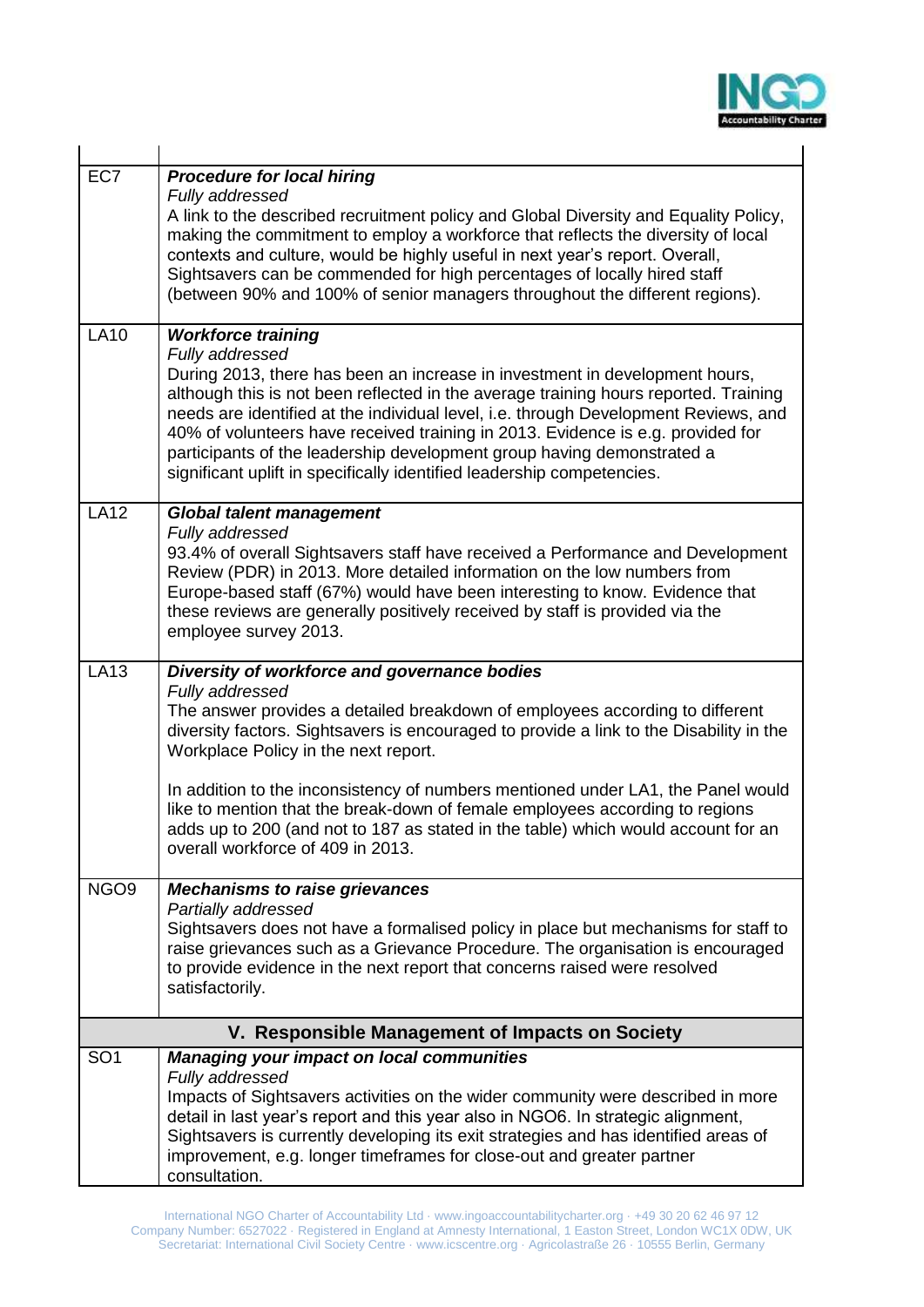| | |
|---|---|
| EC7 | ***Procedure for local hiring***<br>*Fully addressed*<br>A link to the described recruitment policy and Global Diversity and Equality Policy, making the commitment to employ a workforce that reflects the diversity of local contexts and culture, would be highly useful in next year's report. Overall, Sightsavers can be commended for high percentages of locally hired staff (between 90% and 100% of senior managers throughout the different regions). |
| LA10 | ***Workforce training***<br>*Fully addressed*<br>During 2013, there has been an increase in investment in development hours, although this is not been reflected in the average training hours reported. Training needs are identified at the individual level, i.e. through Development Reviews, and 40% of volunteers have received training in 2013. Evidence is e.g. provided for participants of the leadership development group having demonstrated a significant uplift in specifically identified leadership competencies. |
| LA12 | ***Global talent management***<br>*Fully addressed*<br>93.4% of overall Sightsavers staff have received a Performance and Development Review (PDR) in 2013. More detailed information on the low numbers from Europe-based staff (67%) would have been interesting to know. Evidence that these reviews are generally positively received by staff is provided via the employee survey 2013. |
| LA13 | ***Diversity of workforce and governance bodies***<br>*Fully addressed*<br>The answer provides a detailed breakdown of employees according to different diversity factors. Sightsavers is encouraged to provide a link to the Disability in the Workplace Policy in the next report.<br><br>In addition to the inconsistency of numbers mentioned under LA1, the Panel would like to mention that the break-down of female employees according to regions adds up to 200 (and not to 187 as stated in the table) which would account for an overall workforce of 409 in 2013. |
| NGO9 | ***Mechanisms to raise grievances***<br>*Partially addressed*<br>Sightsavers does not have a formalised policy in place but mechanisms for staff to raise grievances such as a Grievance Procedure. The organisation is encouraged to provide evidence in the next report that concerns raised were resolved satisfactorily. |
| **V. Responsible Management of Impacts on Society** | |
| SO1 | ***Managing your impact on local communities***<br>*Fully addressed*<br>Impacts of Sightsavers activities on the wider community were described in more detail in last year's report and this year also in NGO6. In strategic alignment, Sightsavers is currently developing its exit strategies and has identified areas of improvement, e.g. longer timeframes for close-out and greater partner consultation. |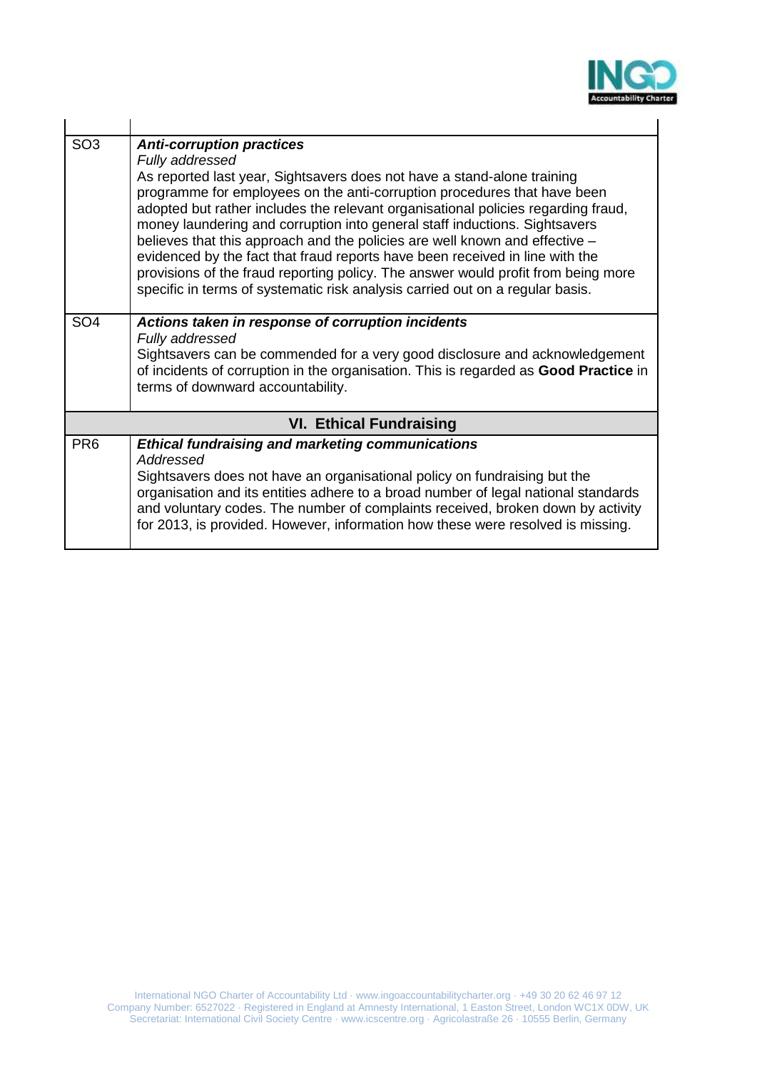| | |
|---|---|
| SO3 | ***Anti-corruption practices***<br>*Fully addressed*<br>As reported last year, Sightsavers does not have a stand-alone training programme for employees on the anti-corruption procedures that have been adopted but rather includes the relevant organisational policies regarding fraud, money laundering and corruption into general staff inductions. Sightsavers believes that this approach and the policies are well known and effective – evidenced by the fact that fraud reports have been received in line with the provisions of the fraud reporting policy. The answer would profit from being more specific in terms of systematic risk analysis carried out on a regular basis. |
| SO4 | ***Actions taken in response of corruption incidents***<br>*Fully addressed*<br>Sightsavers can be commended for a very good disclosure and acknowledgement of incidents of corruption in the organisation. This is regarded as **Good Practice** in terms of downward accountability. |
| **VI. Ethical Fundraising** | |
| PR6 | ***Ethical fundraising and marketing communications***<br>*Addressed*<br>Sightsavers does not have an organisational policy on fundraising but the organisation and its entities adhere to a broad number of legal national standards and voluntary codes. The number of complaints received, broken down by activity for 2013, is provided. However, information how these were resolved is missing. |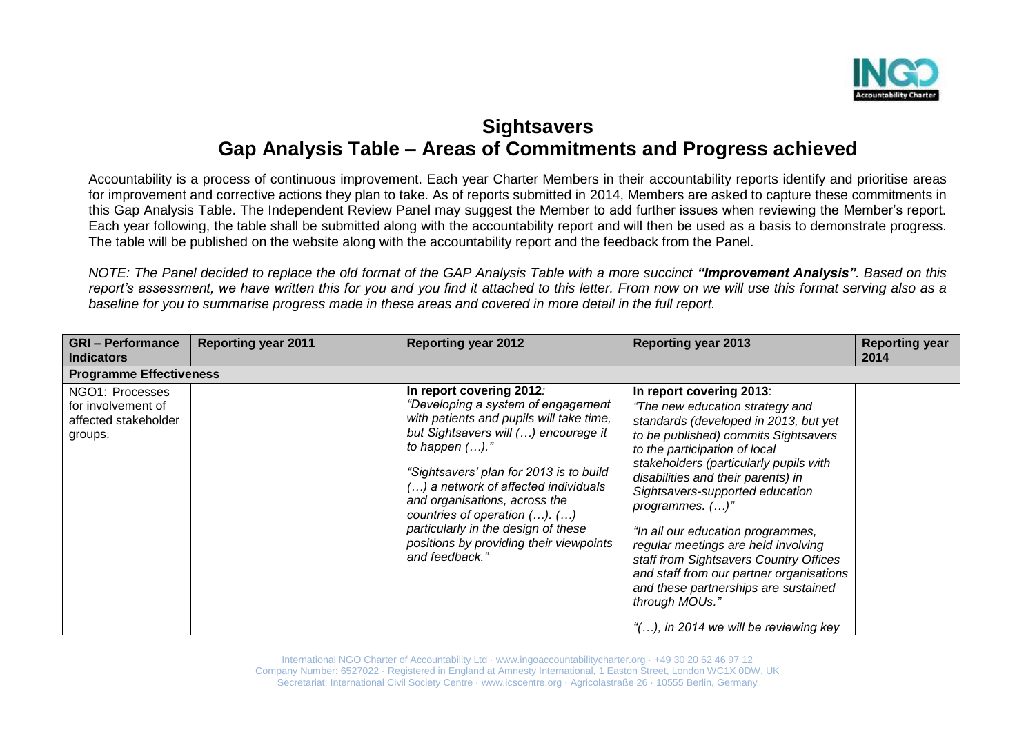# Sightsavers
# Gap Analysis Table – Areas of Commitments and Progress achieved

Accountability is a process of continuous improvement. Each year Charter Members in their accountability reports identify and prioritise areas for improvement and corrective actions they plan to take. As of reports submitted in 2014, Members are asked to capture these commitments in this Gap Analysis Table. The Independent Review Panel may suggest the Member to add further issues when reviewing the Member's report. Each year following, the table shall be submitted along with the accountability report and will then be used as a basis to demonstrate progress. The table will be published on the website along with the accountability report and the feedback from the Panel.

*NOTE: The Panel decided to replace the old format of the GAP Analysis Table with a more succinct **"Improvement Analysis"**. Based on this report's assessment, we have written this for you and you find it attached to this letter. From now on we will use this format serving also as a baseline for you to summarise progress made in these areas and covered in more detail in the full report.*

| GRI – Performance Indicators | Reporting year 2011 | Reporting year 2012 | Reporting year 2013 | Reporting year 2014 |
|---|---|---|---|---|
| **Programme Effectiveness** | | | | |
| NGO1: Processes for involvement of affected stakeholder groups. | | **In report covering 2012***:* *"Developing a system of engagement with patients and pupils will take time, but Sightsavers will (…) encourage it to happen (…)."* *"Sightsavers' plan for 2013 is to build (…) a network of affected individuals and organisations, across the countries of operation (…). (…) particularly in the design of these positions by providing their viewpoints and feedback."* | **In report covering 2013**: *"The new education strategy and standards (developed in 2013, but yet to be published) commits Sightsavers to the participation of local stakeholders (particularly pupils with disabilities and their parents) in Sightsavers-supported education programmes. (…)"* *"In all our education programmes, regular meetings are held involving staff from Sightsavers Country Offices and staff from our partner organisations and these partnerships are sustained through MOUs."* *"(…), in 2014 we will be reviewing key* | |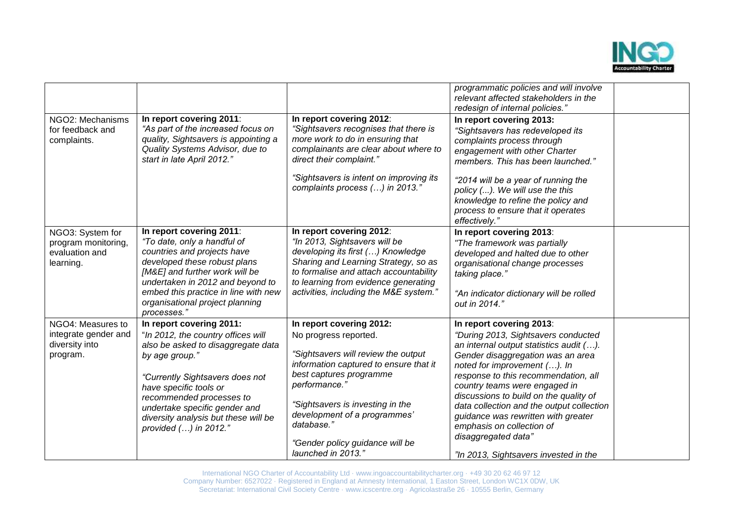| | | | | |
|---|---|---|---|---|
| | | | *programmatic policies and will involve relevant affected stakeholders in the redesign of internal policies."* | |
| NGO2: Mechanisms for feedback and complaints. | **In report covering 2011**: *"As part of the increased focus on quality, Sightsavers is appointing a Quality Systems Advisor, due to start in late April 2012."* | **In report covering 2012**: *"Sightsavers recognises that there is more work to do in ensuring that complainants are clear about where to direct their complaint."* *"Sightsavers is intent on improving its complaints process (…) in 2013."* | **In report covering 2013:** *"Sightsavers has redeveloped its complaints process through engagement with other Charter members. This has been launched."* *"2014 will be a year of running the policy (...). We will use the this knowledge to refine the policy and process to ensure that it operates effectively."* | |
| NGO3: System for program monitoring, evaluation and learning. | **In report covering 2011**: *"To date, only a handful of countries and projects have developed these robust plans [M&E] and further work will be undertaken in 2012 and beyond to embed this practice in line with new organisational project planning processes."* | **In report covering 2012**: *"In 2013, Sightsavers will be developing its first (…) Knowledge Sharing and Learning Strategy, so as to formalise and attach accountability to learning from evidence generating activities, including the M&E system."* | **In report covering 2013**: *"The framework was partially developed and halted due to other organisational change processes taking place."* *"An indicator dictionary will be rolled out in 2014."* | |
| NGO4: Measures to integrate gender and diversity into program. | **In report covering 2011:** "*In 2012, the country offices will also be asked to disaggregate data by age group."* *"Currently Sightsavers does not have specific tools or recommended processes to undertake specific gender and diversity analysis but these will be provided (…) in 2012."* | **In report covering 2012:** No progress reported. *"Sightsavers will review the output information captured to ensure that it best captures programme performance."* *"Sightsavers is investing in the development of a programmes' database."* *"Gender policy guidance will be launched in 2013."* | **In report covering 2013**: *"During 2013, Sightsavers conducted an internal output statistics audit (…). Gender disaggregation was an area noted for improvement (…). In response to this recommendation, all country teams were engaged in discussions to build on the quality of data collection and the output collection guidance was rewritten with greater emphasis on collection of disaggregated data"* *"In 2013, Sightsavers invested in the* | |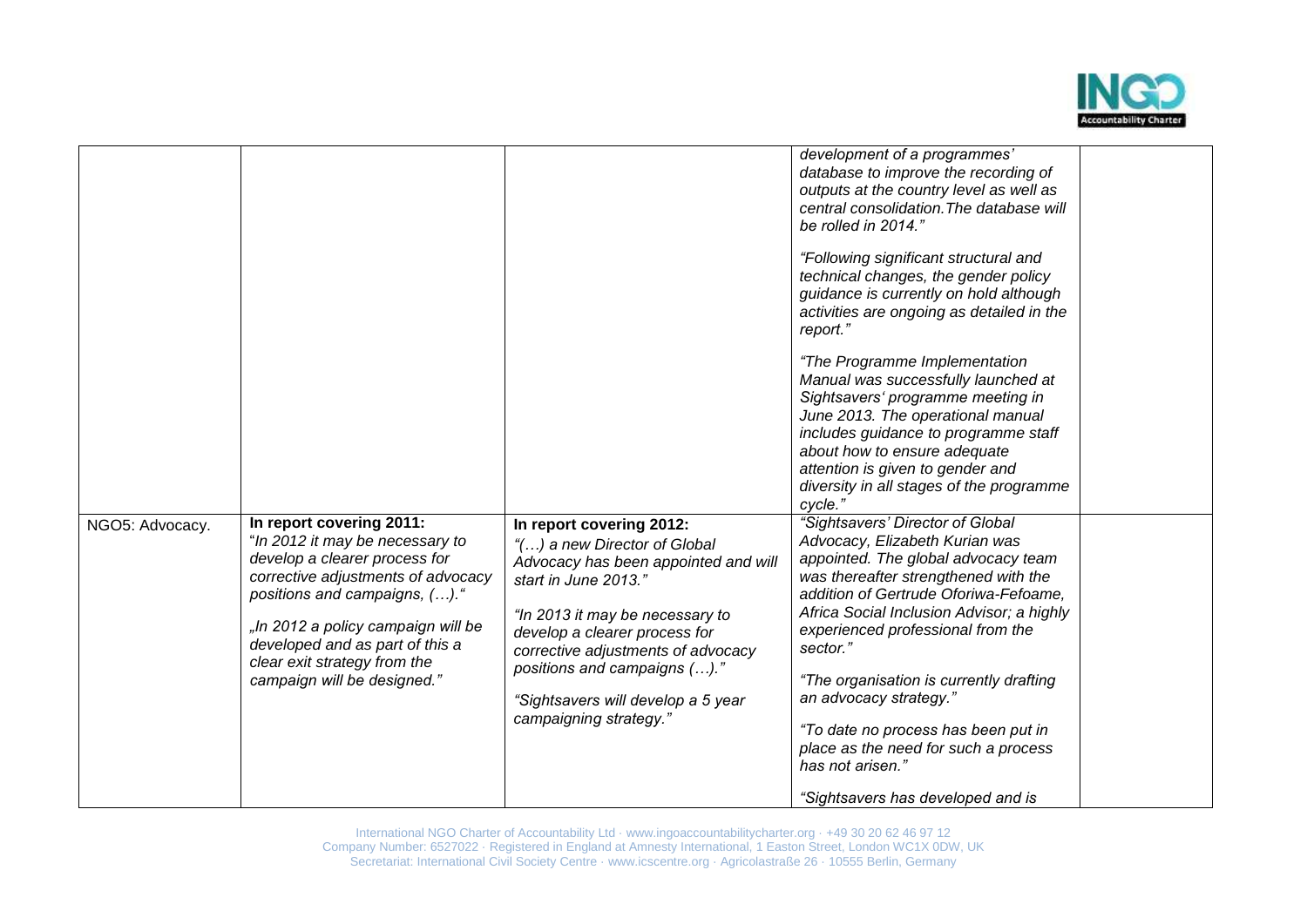| | | | | |
|---|---|---|---|---|
| | | | *development of a programmes' database to improve the recording of outputs at the country level as well as central consolidation.The database will be rolled in 2014."*<br><br>*"Following significant structural and technical changes, the gender policy guidance is currently on hold although activities are ongoing as detailed in the report."*<br><br>*"The Programme Implementation Manual was successfully launched at Sightsavers' programme meeting in June 2013. The operational manual includes guidance to programme staff about how to ensure adequate attention is given to gender and diversity in all stages of the programme cycle."* | |
| NGO5: Advocacy. | **In report covering 2011:**<br>"*In 2012 it may be necessary to develop a clearer process for corrective adjustments of advocacy positions and campaigns, (…).*"<br><br>*„In 2012 a policy campaign will be developed and as part of this a clear exit strategy from the campaign will be designed."* | **In report covering 2012:**<br>*"(…) a new Director of Global Advocacy has been appointed and will start in June 2013."*<br><br>*"In 2013 it may be necessary to develop a clearer process for corrective adjustments of advocacy positions and campaigns (…)."*<br><br>*"Sightsavers will develop a 5 year campaigning strategy."* | *"Sightsavers' Director of Global Advocacy, Elizabeth Kurian was appointed. The global advocacy team was thereafter strengthened with the addition of Gertrude Oforiwa-Fefoame, Africa Social Inclusion Advisor; a highly experienced professional from the sector."*<br><br>*"The organisation is currently drafting an advocacy strategy."*<br><br>*"To date no process has been put in place as the need for such a process has not arisen."*<br><br>*"Sightsavers has developed and is* | |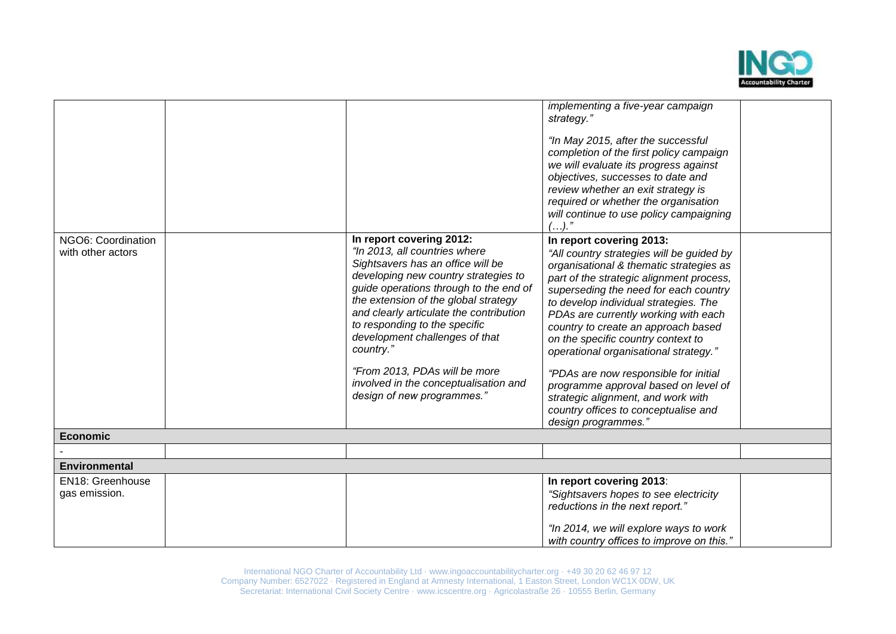| | | | | |
|---|---|---|---|---|
| | | | *implementing a five-year campaign strategy."*<br><br>*"In May 2015, after the successful completion of the first policy campaign we will evaluate its progress against objectives, successes to date and review whether an exit strategy is required or whether the organisation will continue to use policy campaigning (…)."* | |
| NGO6: Coordination with other actors | | **In report covering 2012:**<br>*"In 2013, all countries where Sightsavers has an office will be developing new country strategies to guide operations through to the end of the extension of the global strategy and clearly articulate the contribution to responding to the specific development challenges of that country."*<br><br>*"From 2013, PDAs will be more involved in the conceptualisation and design of new programmes."* | **In report covering 2013:**<br>*"All country strategies will be guided by organisational & thematic strategies as part of the strategic alignment process, superseding the need for each country to develop individual strategies. The PDAs are currently working with each country to create an approach based on the specific country context to operational organisational strategy."*<br><br>*"PDAs are now responsible for initial programme approval based on level of strategic alignment, and work with country offices to conceptualise and design programmes."* | |
| **Economic** | | | | |
| - | | | | |
| **Environmental** | | | | |
| EN18: Greenhouse gas emission. | | | **In report covering 2013**:<br>*"Sightsavers hopes to see electricity reductions in the next report."*<br><br>*"In 2014, we will explore ways to work with country offices to improve on this."* | |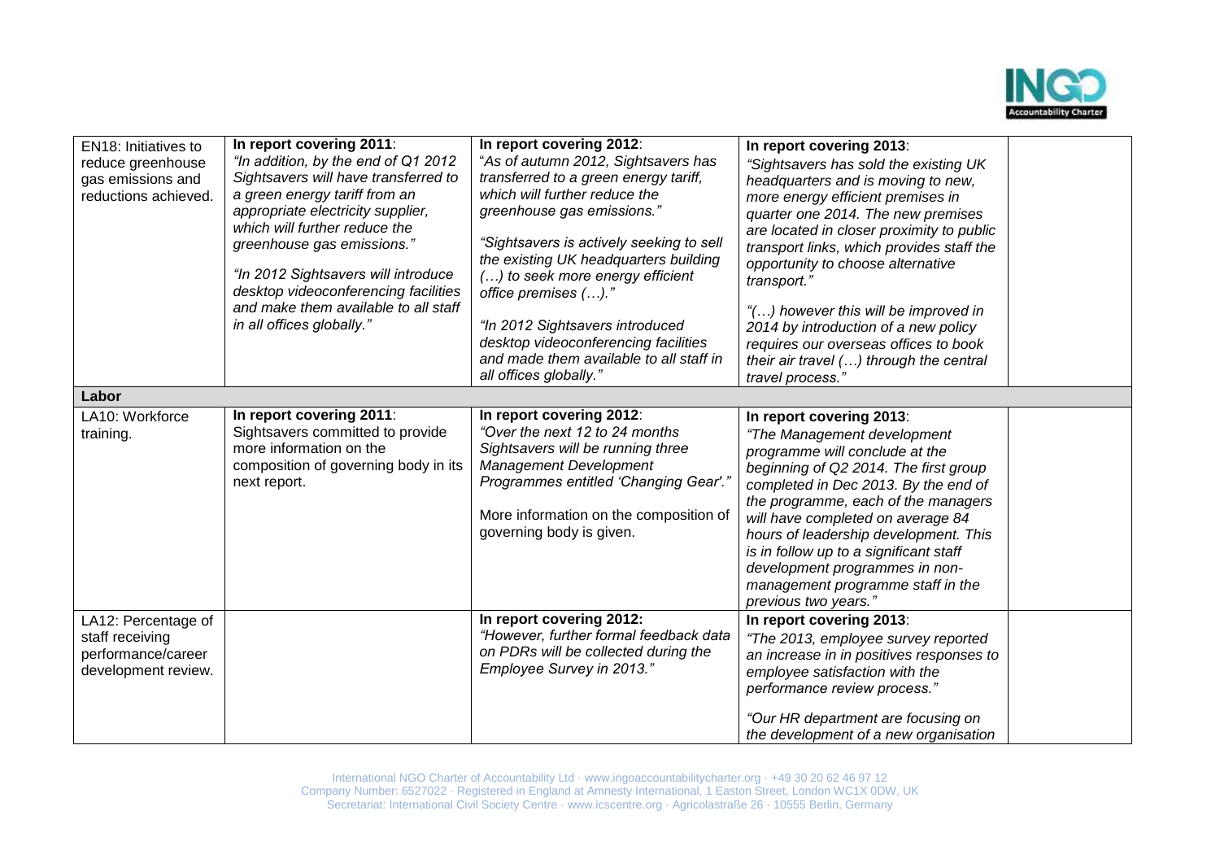| EN18: Initiatives to reduce greenhouse gas emissions and reductions achieved. | **In report covering 2011**: *"In addition, by the end of Q1 2012 Sightsavers will have transferred to a green energy tariff from an appropriate electricity supplier, which will further reduce the greenhouse gas emissions."* *"In 2012 Sightsavers will introduce desktop videoconferencing facilities and make them available to all staff in all offices globally."* | **In report covering 2012**: "*As of autumn 2012, Sightsavers has transferred to a green energy tariff, which will further reduce the greenhouse gas emissions."* *"Sightsavers is actively seeking to sell the existing UK headquarters building (…) to seek more energy efficient office premises (…)."* *"In 2012 Sightsavers introduced desktop videoconferencing facilities and made them available to all staff in all offices globally."* | **In report covering 2013**: *"Sightsavers has sold the existing UK headquarters and is moving to new, more energy efficient premises in quarter one 2014. The new premises are located in closer proximity to public transport links, which provides staff the opportunity to choose alternative transport."* *"(…) however this will be improved in 2014 by introduction of a new policy requires our overseas offices to book their air travel (…) through the central travel process."* | |
|---|---|---|---|---|
| **Labor** | | | | |
| LA10: Workforce training. | **In report covering 2011**: Sightsavers committed to provide more information on the composition of governing body in its next report. | **In report covering 2012**: *"Over the next 12 to 24 months Sightsavers will be running three Management Development Programmes entitled 'Changing Gear'."* More information on the composition of governing body is given. | **In report covering 2013**: *"The Management development programme will conclude at the beginning of Q2 2014. The first group completed in Dec 2013. By the end of the programme, each of the managers will have completed on average 84 hours of leadership development. This is in follow up to a significant staff development programmes in non-management programme staff in the previous two years."* | |
| LA12: Percentage of staff receiving performance/career development review. | | **In report covering 2012:** *"However, further formal feedback data on PDRs will be collected during the Employee Survey in 2013."* | **In report covering 2013**: *"The 2013, employee survey reported an increase in in positives responses to employee satisfaction with the performance review process."* *"Our HR department are focusing on the development of a new organisation* | |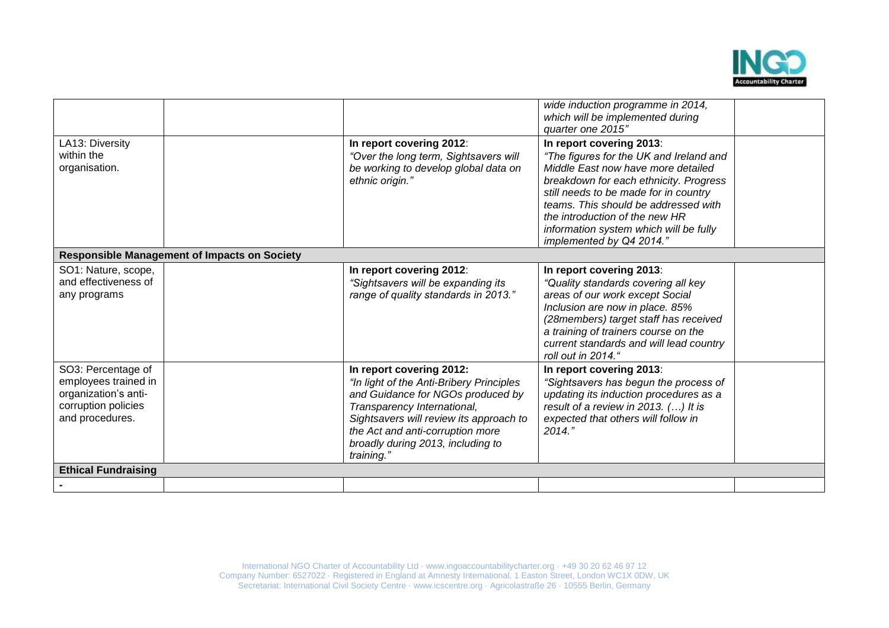| | | | | |
|---|---|---|---|---|
| | | | *wide induction programme in 2014, which will be implemented during quarter one 2015"* | |
| LA13: Diversity within the organisation. | | **In report covering 2012**: *"Over the long term, Sightsavers will be working to develop global data on ethnic origin."* | **In report covering 2013**: *"The figures for the UK and Ireland and Middle East now have more detailed breakdown for each ethnicity. Progress still needs to be made for in country teams. This should be addressed with the introduction of the new HR information system which will be fully implemented by Q4 2014."* | |
| **Responsible Management of Impacts on Society** | | | | |
| SO1: Nature, scope, and effectiveness of any programs | | **In report covering 2012**: *"Sightsavers will be expanding its range of quality standards in 2013."* | **In report covering 2013**: *"Quality standards covering all key areas of our work except Social Inclusion are now in place. 85% (28members) target staff has received a training of trainers course on the current standards and will lead country roll out in 2014."* | |
| SO3: Percentage of employees trained in organization's anti-corruption policies and procedures. | | **In report covering 2012:** *"In light of the Anti-Bribery Principles and Guidance for NGOs produced by Transparency International, Sightsavers will review its approach to the Act and anti-corruption more broadly during 2013, including to training."* | **In report covering 2013**: *"Sightsavers has begun the process of updating its induction procedures as a result of a review in 2013. (…) It is expected that others will follow in 2014."* | |
| **Ethical Fundraising** | | | | |
| - | | | | |